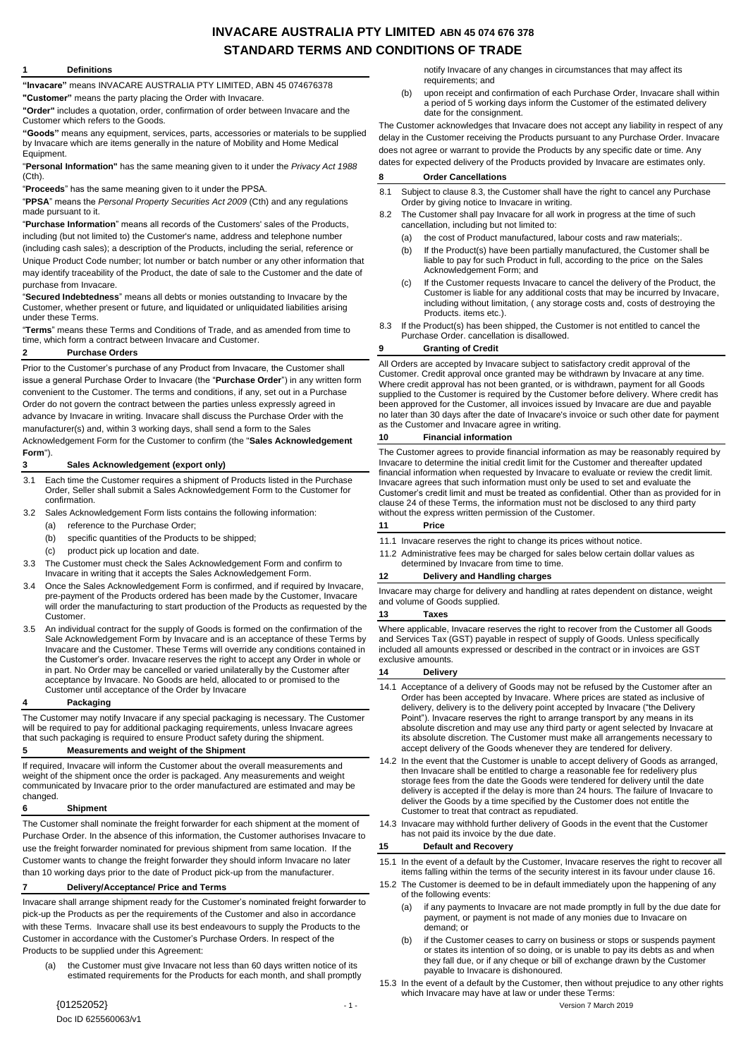# INVACARE AUSTRALIA PTY LIMITED ABN 45 074 676 378

# STANDARD TERMS AND CONDITIONS OF TRADE

## 1 Definitions

**"Invacare"** means INVACARE AUSTRALIA PTY LIMITED, ABN 45 074676378

**"Customer"** means the party placing the Order with Invacare.

**"Order"** includes a quotation, order, confirmation of order between Invacare and the Customer which refers to the Goods.

**"Goods"** means any equipment, services, parts, accessories or materials to be supplied by Invacare which are items generally in the nature of Mobility and Home Medical Equipment.

"**Personal Information"** has the same meaning given to it under the *Privacy Act 1988* (Cth).

"**Proceeds**" has the same meaning given to it under the PPSA.

"**PPSA**" means the *Personal Property Securities Act 2009* (Cth) and any regulations made pursuant to it.

"**Purchase Information**" means all records of the Customers' sales of the Products, including (but not limited to) the Customer's name, address and telephone number (including cash sales); a description of the Products, including the serial, reference or Unique Product Code number; lot number or batch number or any other information that may identify traceability of the Product, the date of sale to the Customer and the date of purchase from Invacare.

"**Secured Indebtedness**" means all debts or monies outstanding to Invacare by the Customer, whether present or future, and liquidated or unliquidated liabilities arising under these Terms.

"**Terms**" means these Terms and Conditions of Trade, and as amended from time to time, which form a contract between Invacare and Customer.

## 2 Purchase Orders

Prior to the Customer's purchase of any Product from Invacare, the Customer shall issue a general Purchase Order to Invacare (the "**Purchase Order**") in any written form convenient to the Customer. The terms and conditions, if any, set out in a Purchase Order do not govern the contract between the parties unless expressly agreed in advance by Invacare in writing. Invacare shall discuss the Purchase Order with the manufacturer(s) and, within 3 working days, shall send a form to the Sales Acknowledgement Form for the Customer to confirm (the "**Sales Acknowledgement Form**").

## 3 Sales Acknowledgement (export only)

3.1 Each time the Customer requires a shipment of Products listed in the Purchase Order, Seller shall submit a Sales Acknowledgement Form to the Customer for confirmation.

3.2 Sales Acknowledgement Form lists contains the following information:

(a) reference to the Purchase Order;

(b) specific quantities of the Products to be shipped;

(c) product pick up location and date.

3.3 The Customer must check the Sales Acknowledgement Form and confirm to Invacare in writing that it accepts the Sales Acknowledgement Form.

3.4 Once the Sales Acknowledgement Form is confirmed, and if required by Invacare, pre-payment of the Products ordered has been made by the Customer, Invacare will order the manufacturing to start production of the Products as requested by the Customer.

3.5 An individual contract for the supply of Goods is formed on the confirmation of the Sale Acknowledgement Form by Invacare and is an acceptance of these Terms by Invacare and the Customer. These Terms will override any conditions contained in the Customer's order. Invacare reserves the right to accept any Order in whole or in part. No Order may be cancelled or varied unilaterally by the Customer after acceptance by Invacare. No Goods are held, allocated to or promised to the Customer until acceptance of the Order by Invacare

## 4 Packaging

The Customer may notify Invacare if any special packaging is necessary. The Customer will be required to pay for additional packaging requirements, unless Invacare agrees that such packaging is required to ensure Product safety during the shipment.

## 5 Measurements and weight of the Shipment

If required, Invacare will inform the Customer about the overall measurements and weight of the shipment once the order is packaged. Any measurements and weight communicated by Invacare prior to the order manufactured are estimated and may be changed.

## 6 Shipment

The Customer shall nominate the freight forwarder for each shipment at the moment of Purchase Order. In the absence of this information, the Customer authorises Invacare to use the freight forwarder nominated for previous shipment from same location. If the Customer wants to change the freight forwarder they should inform Invacare no later than 10 working days prior to the date of Product pick-up from the manufacturer.

## 7 Delivery/Acceptance/ Price and Terms

Invacare shall arrange shipment ready for the Customer's nominated freight forwarder to pick-up the Products as per the requirements of the Customer and also in accordance with these Terms. Invacare shall use its best endeavours to supply the Products to the Customer in accordance with the Customer's Purchase Orders. In respect of the Products to be supplied under this Agreement:

(a) the Customer must give Invacare not less than 60 days written notice of its estimated requirements for the Products for each month, and shall promptly notify Invacare of any changes in circumstances that may affect its requirements; and

(b) upon receipt and confirmation of each Purchase Order, Invacare shall within a period of 5 working days inform the Customer of the estimated delivery date for the consignment.

The Customer acknowledges that Invacare does not accept any liability in respect of any delay in the Customer receiving the Products pursuant to any Purchase Order. Invacare does not agree or warrant to provide the Products by any specific date or time. Any dates for expected delivery of the Products provided by Invacare are estimates only.

## 8 Order Cancellations

8.1 Subject to clause 8.3, the Customer shall have the right to cancel any Purchase Order by giving notice to Invacare in writing.

8.2 The Customer shall pay Invacare for all work in progress at the time of such cancellation, including but not limited to:

(a) the cost of Product manufactured, labour costs and raw materials;.

(b) If the Product(s) have been partially manufactured, the Customer shall be liable to pay for such Product in full, according to the price on the Sales Acknowledgement Form; and

(c) If the Customer requests Invacare to cancel the delivery of the Product, the Customer is liable for any additional costs that may be incurred by Invacare, including without limitation, ( any storage costs and, costs of destroying the Products. items etc.).

8.3 If the Product(s) has been shipped, the Customer is not entitled to cancel the Purchase Order. cancellation is disallowed.

## 9 Granting of Credit

All Orders are accepted by Invacare subject to satisfactory credit approval of the Customer. Credit approval once granted may be withdrawn by Invacare at any time. Where credit approval has not been granted, or is withdrawn, payment for all Goods supplied to the Customer is required by the Customer before delivery. Where credit has been approved for the Customer, all invoices issued by Invacare are due and payable no later than 30 days after the date of Invacare's invoice or such other date for payment as the Customer and Invacare agree in writing.

## 10 Financial information

The Customer agrees to provide financial information as may be reasonably required by Invacare to determine the initial credit limit for the Customer and thereafter updated financial information when requested by Invacare to evaluate or review the credit limit. Invacare agrees that such information must only be used to set and evaluate the Customer's credit limit and must be treated as confidential. Other than as provided for in clause 24 of these Terms, the information must not be disclosed to any third party without the express written permission of the Customer.

## 11 Price

11.1 Invacare reserves the right to change its prices without notice.

11.2 Administrative fees may be charged for sales below certain dollar values as determined by Invacare from time to time.

## 12 Delivery and Handling charges

Invacare may charge for delivery and handling at rates dependent on distance, weight and volume of Goods supplied.

## 13 Taxes

Where applicable, Invacare reserves the right to recover from the Customer all Goods and Services Tax (GST) payable in respect of supply of Goods. Unless specifically included all amounts expressed or described in the contract or in invoices are GST exclusive amounts.

## 14 Delivery

14.1 Acceptance of a delivery of Goods may not be refused by the Customer after an Order has been accepted by Invacare. Where prices are stated as inclusive of delivery, delivery is to the delivery point accepted by Invacare ("the Delivery Point"). Invacare reserves the right to arrange transport by any means in its absolute discretion and may use any third party or agent selected by Invacare at its absolute discretion. The Customer must make all arrangements necessary to accept delivery of the Goods whenever they are tendered for delivery.

14.2 In the event that the Customer is unable to accept delivery of Goods as arranged, then Invacare shall be entitled to charge a reasonable fee for redelivery plus storage fees from the date the Goods were tendered for delivery until the date delivery is accepted if the delay is more than 24 hours. The failure of Invacare to deliver the Goods by a time specified by the Customer does not entitle the Customer to treat that contract as repudiated.

14.3 Invacare may withhold further delivery of Goods in the event that the Customer has not paid its invoice by the due date.

## 15 Default and Recovery

15.1 In the event of a default by the Customer, Invacare reserves the right to recover all items falling within the terms of the security interest in its favour under clause 16.

15.2 The Customer is deemed to be in default immediately upon the happening of any of the following events:

(a) if any payments to Invacare are not made promptly in full by the due date for payment, or payment is not made of any monies due to Invacare on demand; or

(b) if the Customer ceases to carry on business or stops or suspends payment or states its intention of so doing, or is unable to pay its debts as and when they fall due, or if any cheque or bill of exchange drawn by the Customer payable to Invacare is dishonoured.

15.3 In the event of a default by the Customer, then without prejudice to any other rights which Invacare may have at law or under these Terms: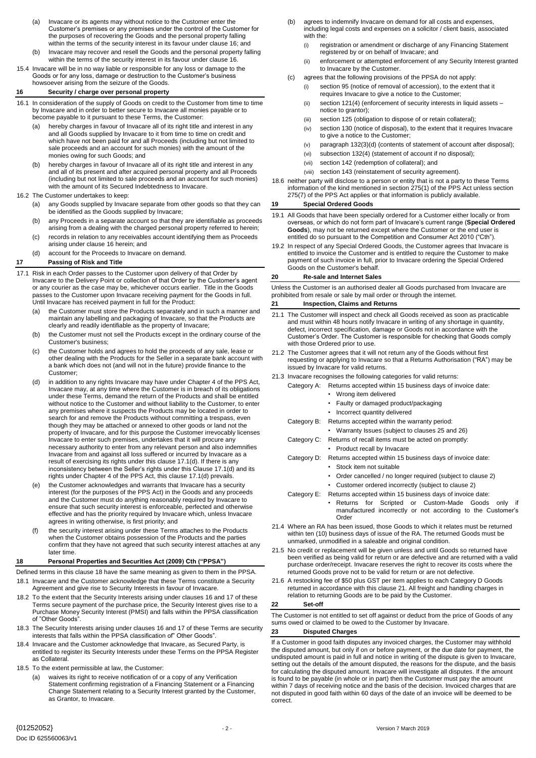(a) Invacare or its agents may without notice to the Customer enter the Customer's premises or any premises under the control of the Customer for the purposes of recovering the Goods and the personal property falling within the terms of the security interest in its favour under clause 16; and

(b) Invacare may recover and resell the Goods and the personal property falling within the terms of the security interest in its favour under clause 16.

15.4 Invacare will be in no way liable or responsible for any loss or damage to the Goods or for any loss, damage or destruction to the Customer's business howsoever arising from the seizure of the Goods.

## 16 Security / charge over personal property

16.1 In consideration of the supply of Goods on credit to the Customer from time to time by Invacare and in order to better secure to Invacare all monies payable or to become payable to it pursuant to these Terms, the Customer:

(a) hereby charges in favour of Invacare all of its right title and interest in any and all Goods supplied by Invacare to it from time to time on credit and which have not been paid for and all Proceeds (including but not limited to sale proceeds and an account for such monies) with the amount of the monies owing for such Goods; and

(b) hereby charges in favour of Invacare all of its right title and interest in any and all of its present and after acquired personal property and all Proceeds (including but not limited to sale proceeds and an account for such monies) with the amount of its Secured Indebtedness to Invacare.

16.2 The Customer undertakes to keep:

(a) any Goods supplied by Invacare separate from other goods so that they can be identified as the Goods supplied by Invacare;

(b) any Proceeds in a separate account so that they are identifiable as proceeds arising from a dealing with the charged personal property referred to herein;

(c) records in relation to any receivables account identifying them as Proceeds arising under clause 16 herein; and

(d) account for the Proceeds to Invacare on demand.

## 17 Passing of Risk and Title

17.1 Risk in each Order passes to the Customer upon delivery of that Order by Invacare to the Delivery Point or collection of that Order by the Customer's agent or any courier as the case may be, whichever occurs earlier. Title in the Goods passes to the Customer upon Invacare receiving payment for the Goods in full. Until Invacare has received payment in full for the Product:

(a) the Customer must store the Products separately and in such a manner and maintain any labelling and packaging of Invacare, so that the Products are clearly and readily identifiable as the property of Invacare;

(b) the Customer must not sell the Products except in the ordinary course of the Customer's business;

(c) the Customer holds and agrees to hold the proceeds of any sale, lease or other dealing with the Products for the Seller in a separate bank account with a bank which does not (and will not in the future) provide finance to the Customer;

(d) in addition to any rights Invacare may have under Chapter 4 of the PPS Act, Invacare may, at any time where the Customer is in breach of its obligations under these Terms, demand the return of the Products and shall be entitled without notice to the Customer and without liability to the Customer, to enter any premises where it suspects the Products may be located in order to search for and remove the Products without committing a trespass, even though they may be attached or annexed to other goods or land not the property of Invacare, and for this purpose the Customer irrevocably licenses Invacare to enter such premises, undertakes that it will procure any necessary authority to enter from any relevant person and also indemnifies Invacare from and against all loss suffered or incurred by Invacare as a result of exercising its rights under this clause 17.1(d). If there is any inconsistency between the Seller's rights under this Clause 17.1(d) and its rights under Chapter 4 of the PPS Act, this clause 17.1(d) prevails.

(e) the Customer acknowledges and warrants that Invacare has a security interest (for the purposes of the PPS Act) in the Goods and any proceeds and the Customer must do anything reasonably required by Invacare to ensure that such security interest is enforceable, perfected and otherwise effective and has the priority required by Invacare which, unless Invacare agrees in writing otherwise, is first priority; and

(f) the security interest arising under these Terms attaches to the Products when the Customer obtains possession of the Products and the parties confirm that they have not agreed that such security interest attaches at any later time.

## 18 Personal Properties and Securities Act (2009) Cth ("PPSA")

Defined terms in this clause 18 have the same meaning as given to them in the PPSA.

18.1 Invacare and the Customer acknowledge that these Terms constitute a Security Agreement and give rise to Security Interests in favour of Invacare.

18.2 To the extent that the Security Interests arising under clauses 16 and 17 of these Terms secure payment of the purchase price, the Security Interest gives rise to a Purchase Money Security Interest (PMSI) and falls within the PPSA classification of "Other Goods".

18.3 The Security Interests arising under clauses 16 and 17 of these Terms are security interests that falls within the PPSA classification of" Other Goods".

18.4 Invacare and the Customer acknowledge that Invacare, as Secured Party, is entitled to register its Security Interests under these Terms on the PPSA Register as Collateral.

18.5 To the extent permissible at law, the Customer:

(a) waives its right to receive notification of or a copy of any Verification Statement confirming registration of a Financing Statement or a Financing Change Statement relating to a Security Interest granted by the Customer, as Grantor, to Invacare.

(b) agrees to indemnify Invacare on demand for all costs and expenses, including legal costs and expenses on a solicitor / client basis, associated with the:

(i) registration or amendment or discharge of any Financing Statement registered by or on behalf of Invacare; and

(ii) enforcement or attempted enforcement of any Security Interest granted to Invacare by the Customer.

(c) agrees that the following provisions of the PPSA do not apply:

(i) section 95 (notice of removal of accession), to the extent that it requires Invacare to give a notice to the Customer;

(ii) section 121(4) (enforcement of security interests in liquid assets – notice to grantor);

(iii) section 125 (obligation to dispose of or retain collateral);

(iv) section 130 (notice of disposal), to the extent that it requires Invacare to give a notice to the Customer;

(v) paragraph 132(3)(d) (contents of statement of account after disposal);

(vi) subsection 132(4) (statement of account if no disposal);

(vii) section 142 (redemption of collateral); and

(viii) section 143 (reinstatement of security agreement).

18.6 neither party will disclose to a person or entity that is not a party to these Terms information of the kind mentioned in section 275(1) of the PPS Act unless section 275(7) of the PPS Act applies or that information is publicly available.

## 19 Special Ordered Goods

19.1 All Goods that have been specially ordered for a Customer either locally or from overseas, or which do not form part of Invacare's current range (**Special Ordered Goods**), may not be returned except where the Customer or the end user is entitled do so pursuant to the Competition and Consumer Act 2010 ("Cth").

19.2 In respect of any Special Ordered Goods, the Customer agrees that Invacare is entitled to invoice the Customer and is entitled to require the Customer to make payment of such invoice in full, prior to Invacare ordering the Special Ordered Goods on the Customer's behalf.

## 20 Re-sale and Internet Sales

Unless the Customer is an authorised dealer all Goods purchased from Invacare are prohibited from resale or sale by mail order or through the internet.

## 21 Inspection, Claims and Returns

21.1 The Customer will inspect and check all Goods received as soon as practicable and must within 48 hours notify Invacare in writing of any shortage in quantity, defect, incorrect specification, damage or Goods not in accordance with the Customer's Order. The Customer is responsible for checking that Goods comply with those Ordered prior to use.

21.2 The Customer agrees that it will not return any of the Goods without first requesting or applying to Invacare so that a Returns Authorisation ("RA") may be issued by Invacare for valid returns.

21.3 Invacare recognises the following categories for valid returns:

Category A: Returns accepted within 15 business days of invoice date:
- Wrong item delivered
- Faulty or damaged product/packaging
- Incorrect quantity delivered

Category B: Returns accepted within the warranty period:
- Warranty Issues (subject to clauses 25 and 26)

Category C: Returns of recall items must be acted on promptly:
- Product recall by Invacare

Category D: Returns accepted within 15 business days of invoice date:
- Stock item not suitable
- Order cancelled / no longer required (subject to clause 2)
- Customer ordered incorrectly (subject to clause 2)

Category E: Returns accepted within 15 business days of invoice date:
- Returns for Scripted or Custom-Made Goods only if manufactured incorrectly or not according to the Customer's Order

21.4 Where an RA has been issued, those Goods to which it relates must be returned within ten (10) business days of issue of the RA. The returned Goods must be unmarked, unmodified in a saleable and original condition.

21.5 No credit or replacement will be given unless and until Goods so returned have been verified as being valid for return or are defective and are returned with a valid purchase order/receipt. Invacare reserves the right to recover its costs where the returned Goods prove not to be valid for return or are not defective.

21.6 A restocking fee of $50 plus GST per item applies to each Category D Goods returned in accordance with this clause 21. All freight and handling charges in relation to returning Goods are to be paid by the Customer.

## 22 Set-off

The Customer is not entitled to set off against or deduct from the price of Goods of any sums owed or claimed to be owed to the Customer by Invacare.

## 23 Disputed Charges

If a Customer in good faith disputes any invoiced charges, the Customer may withhold the disputed amount, but only if on or before payment, or the due date for payment, the undisputed amount is paid in full and notice in writing of the dispute is given to Invacare, setting out the details of the amount disputed, the reasons for the dispute, and the basis for calculating the disputed amount. Invacare will investigate all disputes. If the amount is found to be payable (in whole or in part) then the Customer must pay the amount within 7 days of receiving notice and the basis of the decision. Invoiced charges that are not disputed in good faith within 60 days of the date of an invoice will be deemed to be correct.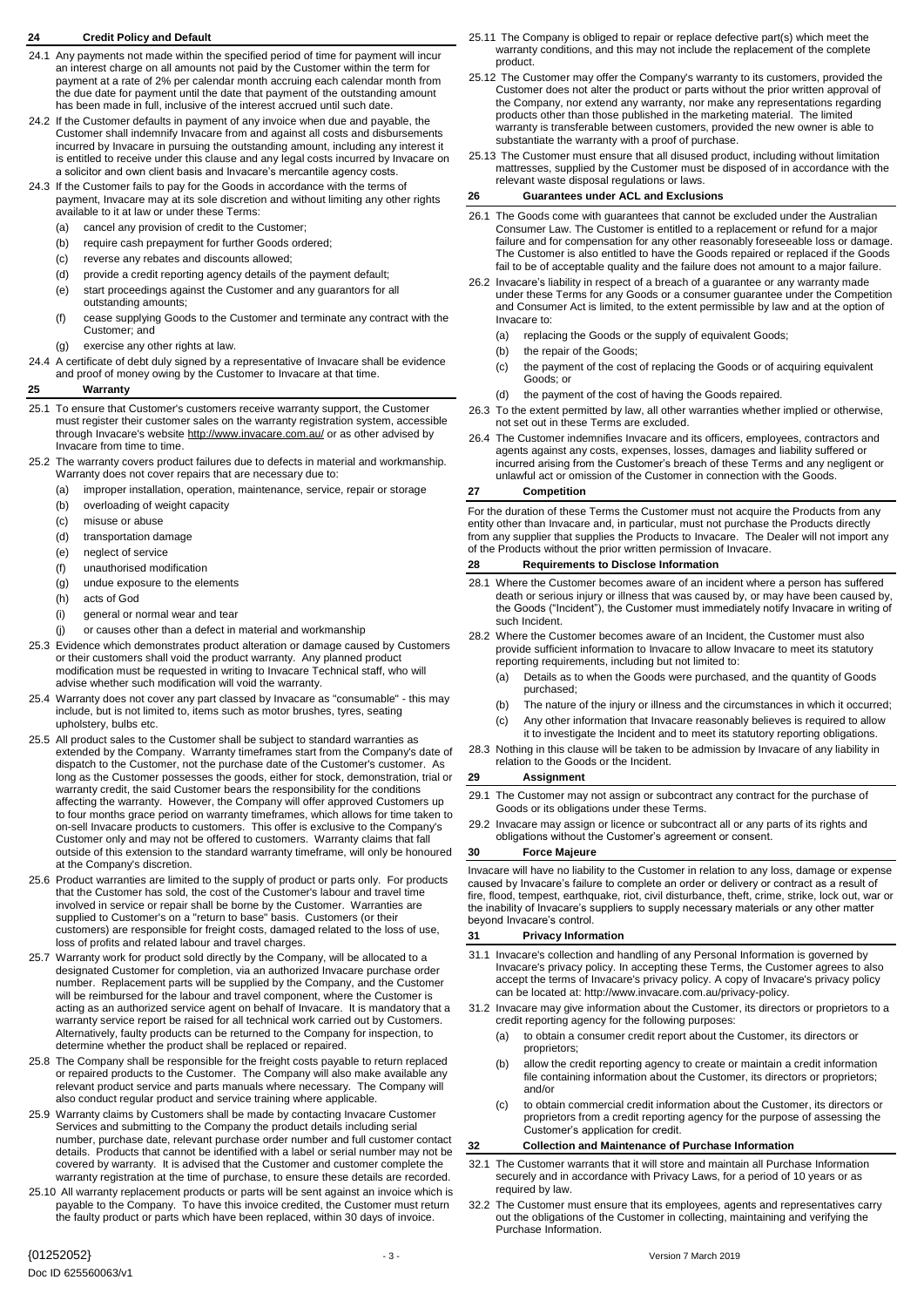## 24 Credit Policy and Default

24.1 Any payments not made within the specified period of time for payment will incur an interest charge on all amounts not paid by the Customer within the term for payment at a rate of 2% per calendar month accruing each calendar month from the due date for payment until the date that payment of the outstanding amount has been made in full, inclusive of the interest accrued until such date.

24.2 If the Customer defaults in payment of any invoice when due and payable, the Customer shall indemnify Invacare from and against all costs and disbursements incurred by Invacare in pursuing the outstanding amount, including any interest it is entitled to receive under this clause and any legal costs incurred by Invacare on a solicitor and own client basis and Invacare's mercantile agency costs.

24.3 If the Customer fails to pay for the Goods in accordance with the terms of payment, Invacare may at its sole discretion and without limiting any other rights available to it at law or under these Terms:

- (a) cancel any provision of credit to the Customer;
- (b) require cash prepayment for further Goods ordered;
- (c) reverse any rebates and discounts allowed;
- (d) provide a credit reporting agency details of the payment default;
- (e) start proceedings against the Customer and any guarantors for all outstanding amounts;
- (f) cease supplying Goods to the Customer and terminate any contract with the Customer; and
- (g) exercise any other rights at law.

24.4 A certificate of debt duly signed by a representative of Invacare shall be evidence and proof of money owing by the Customer to Invacare at that time.

## 25 Warranty

25.1 To ensure that Customer's customers receive warranty support, the Customer must register their customer sales on the warranty registration system, accessible through Invacare's website http://www.invacare.com.au/ or as other advised by Invacare from time to time.

25.2 The warranty covers product failures due to defects in material and workmanship. Warranty does not cover repairs that are necessary due to:

- (a) improper installation, operation, maintenance, service, repair or storage
- (b) overloading of weight capacity
- (c) misuse or abuse
- (d) transportation damage
- (e) neglect of service
- (f) unauthorised modification
- (g) undue exposure to the elements
- (h) acts of God
- (i) general or normal wear and tear
- (j) or causes other than a defect in material and workmanship

25.3 Evidence which demonstrates product alteration or damage caused by Customers or their customers shall void the product warranty. Any planned product modification must be requested in writing to Invacare Technical staff, who will advise whether such modification will void the warranty.

25.4 Warranty does not cover any part classed by Invacare as "consumable" - this may include, but is not limited to, items such as motor brushes, tyres, seating upholstery, bulbs etc.

25.5 All product sales to the Customer shall be subject to standard warranties as extended by the Company. Warranty timeframes start from the Company's date of dispatch to the Customer, not the purchase date of the Customer's customer. As long as the Customer possesses the goods, either for stock, demonstration, trial or warranty credit, the said Customer bears the responsibility for the conditions affecting the warranty. However, the Company will offer approved Customers up to four months grace period on warranty timeframes, which allows for time taken to on-sell Invacare products to customers. This offer is exclusive to the Company's Customer only and may not be offered to customers. Warranty claims that fall outside of this extension to the standard warranty timeframe, will only be honoured at the Company's discretion.

25.6 Product warranties are limited to the supply of product or parts only. For products that the Customer has sold, the cost of the Customer's labour and travel time involved in service or repair shall be borne by the Customer. Warranties are supplied to Customer's on a "return to base" basis. Customers (or their customers) are responsible for freight costs, damaged related to the loss of use, loss of profits and related labour and travel charges.

25.7 Warranty work for product sold directly by the Company, will be allocated to a designated Customer for completion, via an authorized Invacare purchase order number. Replacement parts will be supplied by the Company, and the Customer will be reimbursed for the labour and travel component, where the Customer is acting as an authorized service agent on behalf of Invacare. It is mandatory that a warranty service report be raised for all technical work carried out by Customers. Alternatively, faulty products can be returned to the Company for inspection, to determine whether the product shall be replaced or repaired.

25.8 The Company shall be responsible for the freight costs payable to return replaced or repaired products to the Customer. The Company will also make available any relevant product service and parts manuals where necessary. The Company will also conduct regular product and service training where applicable.

25.9 Warranty claims by Customers shall be made by contacting Invacare Customer Services and submitting to the Company the product details including serial number, purchase date, relevant purchase order number and full customer contact details. Products that cannot be identified with a label or serial number may not be covered by warranty. It is advised that the Customer and customer complete the warranty registration at the time of purchase, to ensure these details are recorded.

25.10 All warranty replacement products or parts will be sent against an invoice which is payable to the Company. To have this invoice credited, the Customer must return the faulty product or parts which have been replaced, within 30 days of invoice.

25.11 The Company is obliged to repair or replace defective part(s) which meet the warranty conditions, and this may not include the replacement of the complete product.

25.12 The Customer may offer the Company's warranty to its customers, provided the Customer does not alter the product or parts without the prior written approval of the Company, nor extend any warranty, nor make any representations regarding products other than those published in the marketing material. The limited warranty is transferable between customers, provided the new owner is able to substantiate the warranty with a proof of purchase.

25.13 The Customer must ensure that all disused product, including without limitation mattresses, supplied by the Customer must be disposed of in accordance with the relevant waste disposal regulations or laws.

## 26 Guarantees under ACL and Exclusions

26.1 The Goods come with guarantees that cannot be excluded under the Australian Consumer Law. The Customer is entitled to a replacement or refund for a major failure and for compensation for any other reasonably foreseeable loss or damage. The Customer is also entitled to have the Goods repaired or replaced if the Goods fail to be of acceptable quality and the failure does not amount to a major failure.

26.2 Invacare's liability in respect of a breach of a guarantee or any warranty made under these Terms for any Goods or a consumer guarantee under the Competition and Consumer Act is limited, to the extent permissible by law and at the option of Invacare to:

- (a) replacing the Goods or the supply of equivalent Goods;
- (b) the repair of the Goods;
- (c) the payment of the cost of replacing the Goods or of acquiring equivalent Goods; or
- (d) the payment of the cost of having the Goods repaired.

26.3 To the extent permitted by law, all other warranties whether implied or otherwise, not set out in these Terms are excluded.

26.4 The Customer indemnifies Invacare and its officers, employees, contractors and agents against any costs, expenses, losses, damages and liability suffered or incurred arising from the Customer's breach of these Terms and any negligent or unlawful act or omission of the Customer in connection with the Goods.

## 27 Competition

For the duration of these Terms the Customer must not acquire the Products from any entity other than Invacare and, in particular, must not purchase the Products directly from any supplier that supplies the Products to Invacare. The Dealer will not import any of the Products without the prior written permission of Invacare.

## 28 Requirements to Disclose Information

28.1 Where the Customer becomes aware of an incident where a person has suffered death or serious injury or illness that was caused by, or may have been caused by, the Goods ("Incident"), the Customer must immediately notify Invacare in writing of such Incident.

28.2 Where the Customer becomes aware of an Incident, the Customer must also provide sufficient information to Invacare to allow Invacare to meet its statutory reporting requirements, including but not limited to:

- (a) Details as to when the Goods were purchased, and the quantity of Goods purchased;
- (b) The nature of the injury or illness and the circumstances in which it occurred;
- (c) Any other information that Invacare reasonably believes is required to allow it to investigate the Incident and to meet its statutory reporting obligations.

28.3 Nothing in this clause will be taken to be admission by Invacare of any liability in relation to the Goods or the Incident.

## 29 Assignment

29.1 The Customer may not assign or subcontract any contract for the purchase of Goods or its obligations under these Terms.

29.2 Invacare may assign or licence or subcontract all or any parts of its rights and obligations without the Customer's agreement or consent.

## 30 Force Majeure

Invacare will have no liability to the Customer in relation to any loss, damage or expense caused by Invacare's failure to complete an order or delivery or contract as a result of fire, flood, tempest, earthquake, riot, civil disturbance, theft, crime, strike, lock out, war or the inability of Invacare's suppliers to supply necessary materials or any other matter beyond Invacare's control.

## 31 Privacy Information

31.1 Invacare's collection and handling of any Personal Information is governed by Invacare's privacy policy. In accepting these Terms, the Customer agrees to also accept the terms of Invacare's privacy policy. A copy of Invacare's privacy policy can be located at: http://www.invacare.com.au/privacy-policy.

31.2 Invacare may give information about the Customer, its directors or proprietors to a credit reporting agency for the following purposes:

- (a) to obtain a consumer credit report about the Customer, its directors or proprietors;
- (b) allow the credit reporting agency to create or maintain a credit information file containing information about the Customer, its directors or proprietors; and/or
- (c) to obtain commercial credit information about the Customer, its directors or proprietors from a credit reporting agency for the purpose of assessing the Customer's application for credit.

## 32 Collection and Maintenance of Purchase Information

32.1 The Customer warrants that it will store and maintain all Purchase Information securely and in accordance with Privacy Laws, for a period of 10 years or as required by law.

32.2 The Customer must ensure that its employees, agents and representatives carry out the obligations of the Customer in collecting, maintaining and verifying the Purchase Information.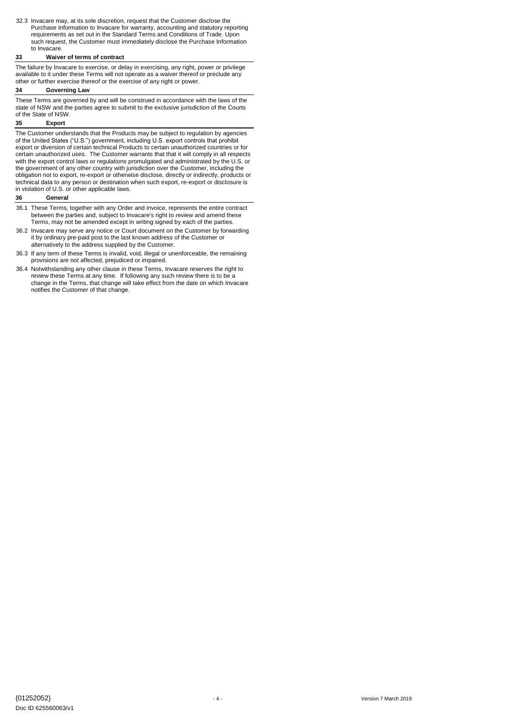32.3 Invacare may, at its sole discretion, request that the Customer disclose the Purchase Information to Invacare for warranty, accounting and statutory reporting requirements as set out in the Standard Terms and Conditions of Trade. Upon such request, the Customer must immediately disclose the Purchase Information to Invacare.

## 33 Waiver of terms of contract

The failure by Invacare to exercise, or delay in exercising, any right, power or privilege available to it under these Terms will not operate as a waiver thereof or preclude any other or further exercise thereof or the exercise of any right or power.

## 34 Governing Law

These Terms are governed by and will be construed in accordance with the laws of the state of NSW and the parties agree to submit to the exclusive jurisdiction of the Courts of the State of NSW.

## 35 Export

The Customer understands that the Products may be subject to regulation by agencies of the United States ("U.S.") government, including U.S. export controls that prohibit export or diversion of certain technical Products to certain unauthorized countries or for certain unauthorized uses. The Customer warrants that that it will comply in all respects with the export control laws or regulations promulgated and administrated by the U.S. or the government of any other country with jurisdiction over the Customer, including the obligation not to export, re-export or otherwise disclose, directly or indirectly, products or technical data to any person or destination when such export, re-export or disclosure is in violation of U.S. or other applicable laws.

## 36 General

36.1 These Terms, together with any Order and invoice, represents the entire contract between the parties and, subject to Invacare's right to review and amend these Terms, may not be amended except in writing signed by each of the parties.

36.2 Invacare may serve any notice or Court document on the Customer by forwarding it by ordinary pre-paid post to the last known address of the Customer or alternatively to the address supplied by the Customer.

36.3 If any term of these Terms is invalid, void, illegal or unenforceable, the remaining provisions are not affected, prejudiced or impaired.

36.4 Notwithstanding any other clause in these Terms, Invacare reserves the right to review these Terms at any time. If following any such review there is to be a change in the Terms, that change will take effect from the date on which Invacare notifies the Customer of that change.

{01252052}

Version 7 March 2019

Doc ID 625560063/v1